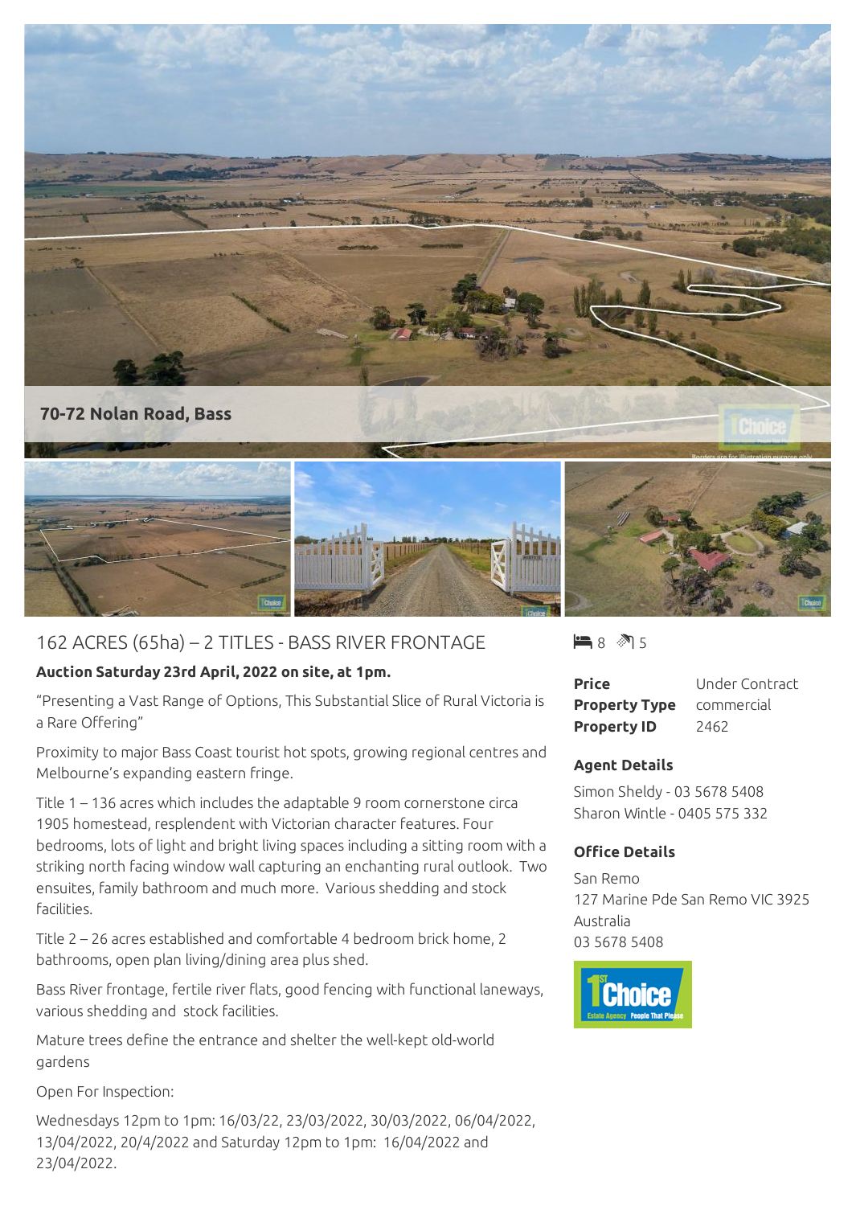70-72 Nolan Road, Bass

## 162 ACRES (65ha) – 2 TITLES - BASS RIVER FRONTAGE

**Auction Saturday 23rd April, 2022 on site, at 1pm.**

"Presenting a Vast Range of Options, This Substantial Slice of Rural Victoria is a Rare Offering"

Proximity to major Bass Coast tourist hot spots, growing regional centres and Melbourne's expanding eastern fringe.

Title 1 – 136 acres which includes the adaptable 9 room cornerstone circa 1905 homestead, resplendent with Victorian character features. Four bedrooms, lots of light and bright living spaces including a sitting room with a striking north facing window wall capturing an enchanting rural outlook. Two ensuites, family bathroom and much more. Various shedding and stock facilities.

Title 2 – 26 acres established and comfortable 4 bedroom brick home, 2 bathrooms, open plan living/dining area plus shed.

Bass River frontage, fertile river flats, good fencing with functional laneways, various shedding and stock facilities.

Mature trees define the entrance and shelter the well-kept old-world gardens

Open For Inspection:

Wednesdays 12pm to 1pm: 16/03/22, 23/03/2022, 30/03/2022, 06/04/2022, 13/04/2022, 20/4/2022 and Saturday 12pm to 1pm: 16/04/2022 and 23/04/2022.

8 5

| | |
|---|---|
| **Price** | Under Contract |
| **Property Type** | commercial |
| **Property ID** | 2462 |

### Agent Details

Simon Sheldy - 03 5678 5408
Sharon Wintle - 0405 575 332

### Office Details

San Remo
127 Marine Pde San Remo VIC 3925
Australia
03 5678 5408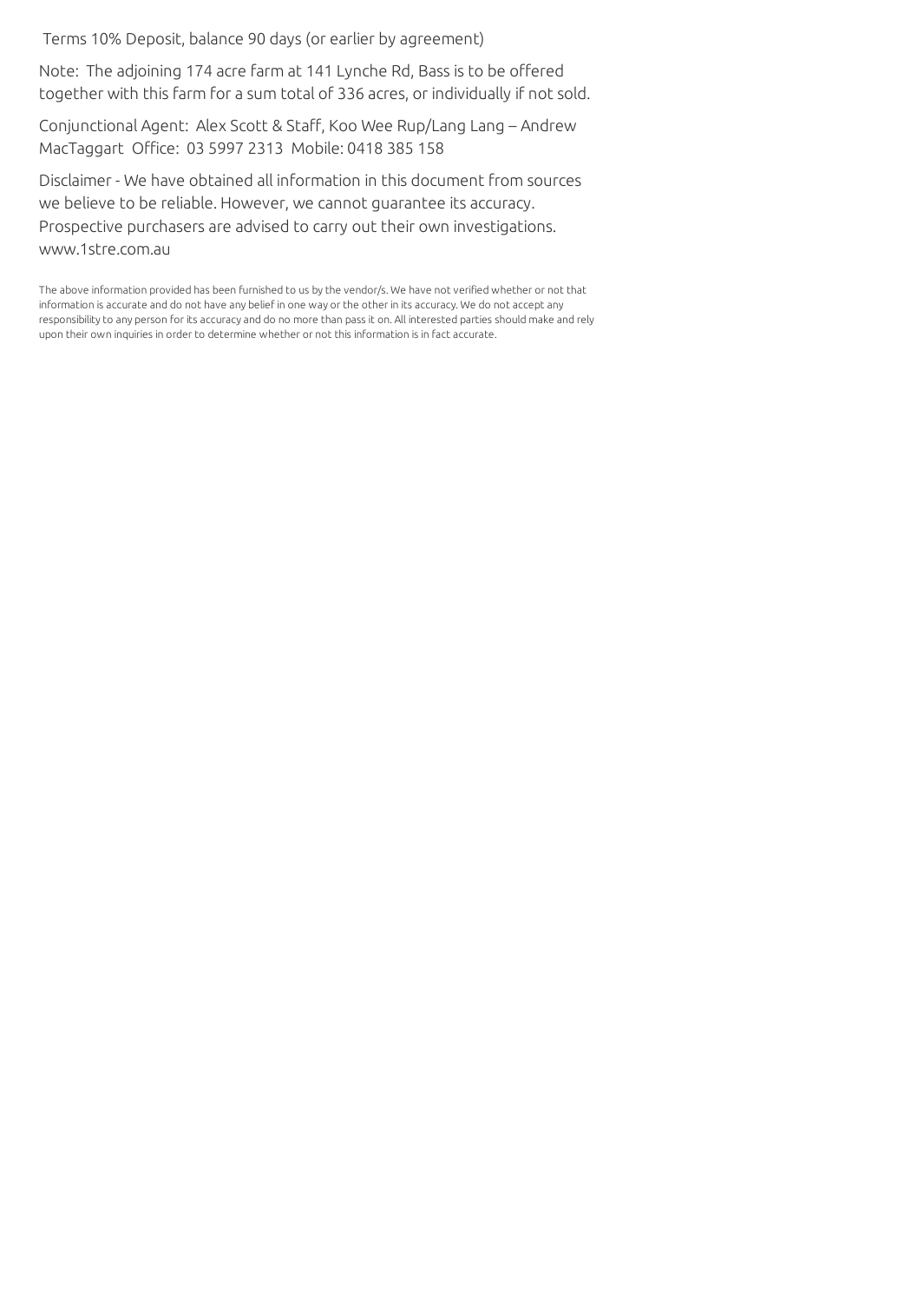Terms 10% Deposit, balance 90 days (or earlier by agreement)

Note: The adjoining 174 acre farm at 141 Lynche Rd, Bass is to be offered together with this farm for a sum total of 336 acres, or individually if not sold.

Conjunctional Agent: Alex Scott & Staff, Koo Wee Rup/Lang Lang – Andrew MacTaggart Office: 03 5997 2313 Mobile: 0418 385 158

Disclaimer - We have obtained all information in this document from sources we believe to be reliable. However, we cannot guarantee its accuracy. Prospective purchasers are advised to carry out their own investigations. www.1stre.com.au

The above information provided has been furnished to us by the vendor/s. We have not verified whether or not that information is accurate and do not have any belief in one way or the other in its accuracy. We do not accept any responsibility to any person for its accuracy and do no more than pass it on. All interested parties should make and rely upon their own inquiries in order to determine whether or not this information is in fact accurate.